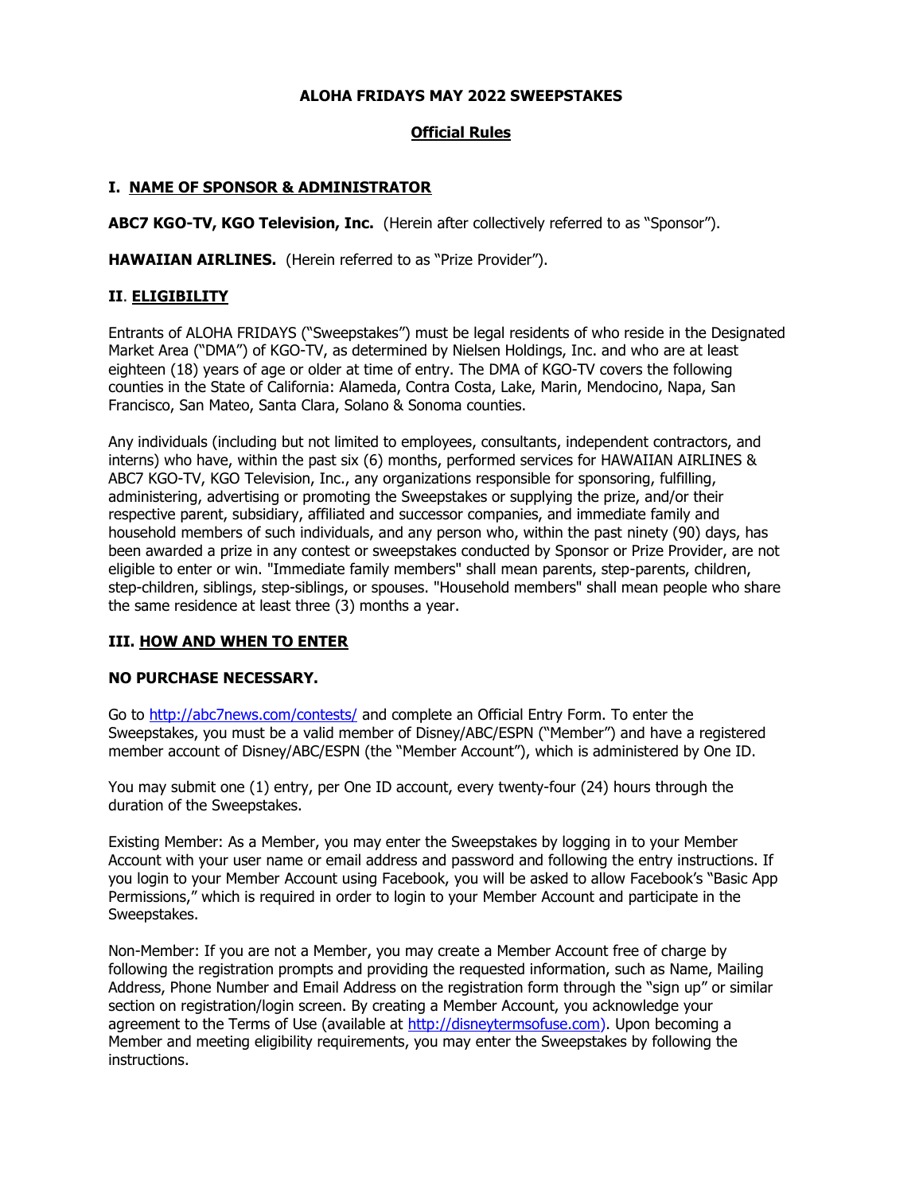# ALOHA FRIDAYS MAY 2022 SWEEPSTAKES

## Official Rules

### I. NAME OF SPONSOR & ADMINISTRATOR

**ABC7 KGO-TV, KGO Television, Inc.** (Herein after collectively referred to as "Sponsor").

**HAWAIIAN AIRLINES.** (Herein referred to as "Prize Provider").

### II. ELIGIBILITY

Entrants of ALOHA FRIDAYS ("Sweepstakes") must be legal residents of who reside in the Designated Market Area ("DMA") of KGO-TV, as determined by Nielsen Holdings, Inc. and who are at least eighteen (18) years of age or older at time of entry. The DMA of KGO-TV covers the following counties in the State of California: Alameda, Contra Costa, Lake, Marin, Mendocino, Napa, San Francisco, San Mateo, Santa Clara, Solano & Sonoma counties.

Any individuals (including but not limited to employees, consultants, independent contractors, and interns) who have, within the past six (6) months, performed services for HAWAIIAN AIRLINES & ABC7 KGO-TV, KGO Television, Inc., any organizations responsible for sponsoring, fulfilling, administering, advertising or promoting the Sweepstakes or supplying the prize, and/or their respective parent, subsidiary, affiliated and successor companies, and immediate family and household members of such individuals, and any person who, within the past ninety (90) days, has been awarded a prize in any contest or sweepstakes conducted by Sponsor or Prize Provider, are not eligible to enter or win. "Immediate family members" shall mean parents, step-parents, children, step-children, siblings, step-siblings, or spouses. "Household members" shall mean people who share the same residence at least three (3) months a year.

### III. HOW AND WHEN TO ENTER

**NO PURCHASE NECESSARY.**

Go to [http://abc7news.com/contests/](http://abc7news.com/contests/) and complete an Official Entry Form. To enter the Sweepstakes, you must be a valid member of Disney/ABC/ESPN ("Member") and have a registered member account of Disney/ABC/ESPN (the "Member Account"), which is administered by One ID.

You may submit one (1) entry, per One ID account, every twenty-four (24) hours through the duration of the Sweepstakes.

Existing Member: As a Member, you may enter the Sweepstakes by logging in to your Member Account with your user name or email address and password and following the entry instructions. If you login to your Member Account using Facebook, you will be asked to allow Facebook's "Basic App Permissions," which is required in order to login to your Member Account and participate in the Sweepstakes.

Non-Member: If you are not a Member, you may create a Member Account free of charge by following the registration prompts and providing the requested information, such as Name, Mailing Address, Phone Number and Email Address on the registration form through the "sign up" or similar section on registration/login screen. By creating a Member Account, you acknowledge your agreement to the Terms of Use (available at [http://disneytermsofuse.com](http://disneytermsofuse.com)). Upon becoming a Member and meeting eligibility requirements, you may enter the Sweepstakes by following the instructions.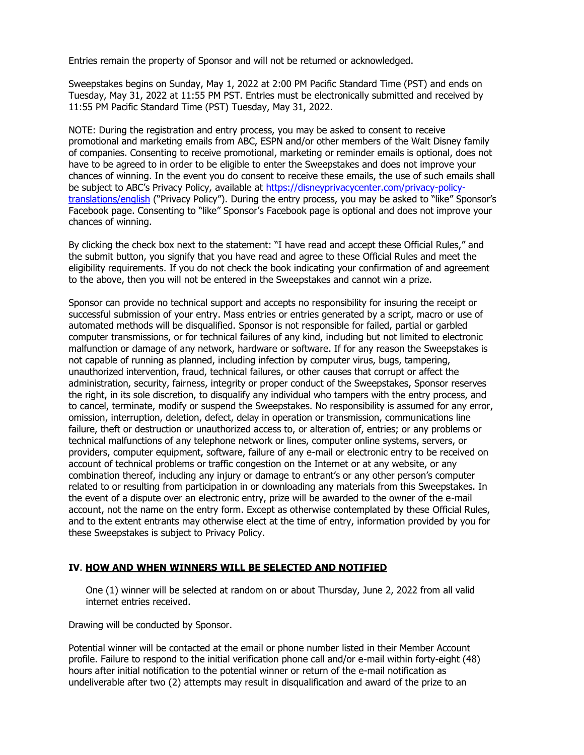Entries remain the property of Sponsor and will not be returned or acknowledged.

Sweepstakes begins on Sunday, May 1, 2022 at 2:00 PM Pacific Standard Time (PST) and ends on Tuesday, May 31, 2022 at 11:55 PM PST. Entries must be electronically submitted and received by 11:55 PM Pacific Standard Time (PST) Tuesday, May 31, 2022.

NOTE: During the registration and entry process, you may be asked to consent to receive promotional and marketing emails from ABC, ESPN and/or other members of the Walt Disney family of companies. Consenting to receive promotional, marketing or reminder emails is optional, does not have to be agreed to in order to be eligible to enter the Sweepstakes and does not improve your chances of winning. In the event you do consent to receive these emails, the use of such emails shall be subject to ABC's Privacy Policy, available at [https://disneyprivacycenter.com/privacy-policy-translations/english](https://disneyprivacycenter.com/privacy-policy-translations/english) ("Privacy Policy"). During the entry process, you may be asked to "like" Sponsor's Facebook page. Consenting to "like" Sponsor's Facebook page is optional and does not improve your chances of winning.

By clicking the check box next to the statement: "I have read and accept these Official Rules," and the submit button, you signify that you have read and agree to these Official Rules and meet the eligibility requirements. If you do not check the book indicating your confirmation of and agreement to the above, then you will not be entered in the Sweepstakes and cannot win a prize.

Sponsor can provide no technical support and accepts no responsibility for insuring the receipt or successful submission of your entry. Mass entries or entries generated by a script, macro or use of automated methods will be disqualified. Sponsor is not responsible for failed, partial or garbled computer transmissions, or for technical failures of any kind, including but not limited to electronic malfunction or damage of any network, hardware or software. If for any reason the Sweepstakes is not capable of running as planned, including infection by computer virus, bugs, tampering, unauthorized intervention, fraud, technical failures, or other causes that corrupt or affect the administration, security, fairness, integrity or proper conduct of the Sweepstakes, Sponsor reserves the right, in its sole discretion, to disqualify any individual who tampers with the entry process, and to cancel, terminate, modify or suspend the Sweepstakes. No responsibility is assumed for any error, omission, interruption, deletion, defect, delay in operation or transmission, communications line failure, theft or destruction or unauthorized access to, or alteration of, entries; or any problems or technical malfunctions of any telephone network or lines, computer online systems, servers, or providers, computer equipment, software, failure of any e-mail or electronic entry to be received on account of technical problems or traffic congestion on the Internet or at any website, or any combination thereof, including any injury or damage to entrant's or any other person's computer related to or resulting from participation in or downloading any materials from this Sweepstakes. In the event of a dispute over an electronic entry, prize will be awarded to the owner of the e-mail account, not the name on the entry form. Except as otherwise contemplated by these Official Rules, and to the extent entrants may otherwise elect at the time of entry, information provided by you for these Sweepstakes is subject to Privacy Policy.

## IV. HOW AND WHEN WINNERS WILL BE SELECTED AND NOTIFIED

One (1) winner will be selected at random on or about Thursday, June 2, 2022 from all valid internet entries received.

Drawing will be conducted by Sponsor.

Potential winner will be contacted at the email or phone number listed in their Member Account profile. Failure to respond to the initial verification phone call and/or e-mail within forty-eight (48) hours after initial notification to the potential winner or return of the e-mail notification as undeliverable after two (2) attempts may result in disqualification and award of the prize to an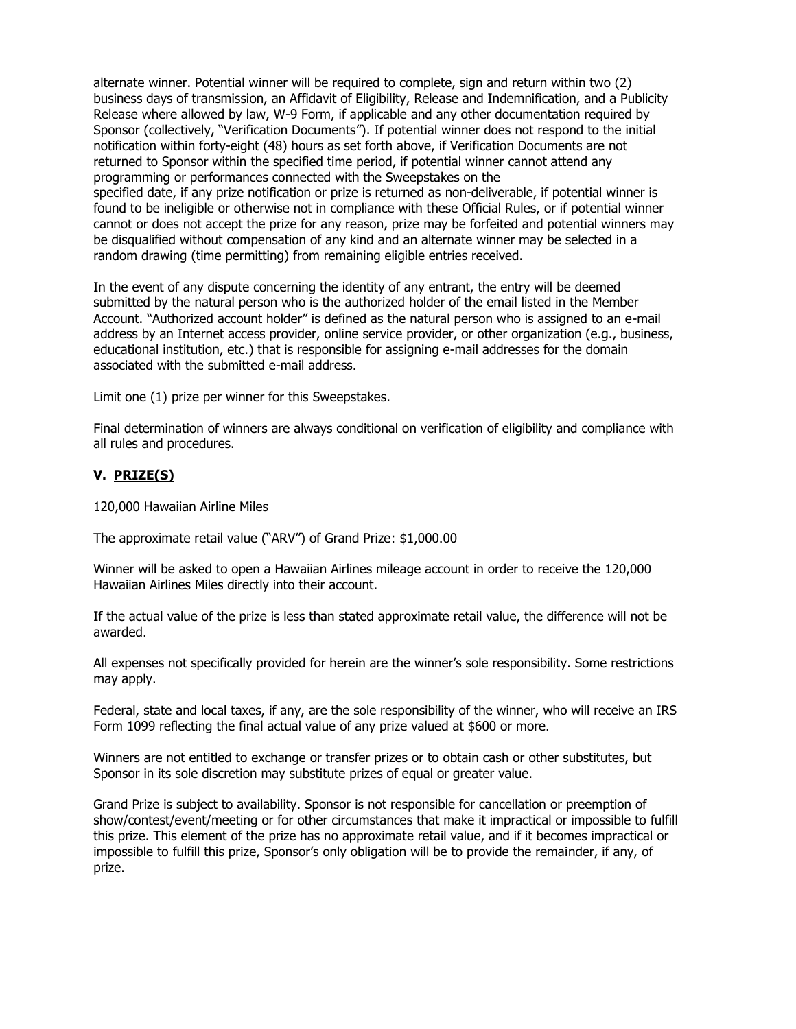alternate winner. Potential winner will be required to complete, sign and return within two (2) business days of transmission, an Affidavit of Eligibility, Release and Indemnification, and a Publicity Release where allowed by law, W-9 Form, if applicable and any other documentation required by Sponsor (collectively, "Verification Documents"). If potential winner does not respond to the initial notification within forty-eight (48) hours as set forth above, if Verification Documents are not returned to Sponsor within the specified time period, if potential winner cannot attend any programming or performances connected with the Sweepstakes on the specified date, if any prize notification or prize is returned as non-deliverable, if potential winner is found to be ineligible or otherwise not in compliance with these Official Rules, or if potential winner cannot or does not accept the prize for any reason, prize may be forfeited and potential winners may be disqualified without compensation of any kind and an alternate winner may be selected in a random drawing (time permitting) from remaining eligible entries received.

In the event of any dispute concerning the identity of any entrant, the entry will be deemed submitted by the natural person who is the authorized holder of the email listed in the Member Account. "Authorized account holder" is defined as the natural person who is assigned to an e-mail address by an Internet access provider, online service provider, or other organization (e.g., business, educational institution, etc.) that is responsible for assigning e-mail addresses for the domain associated with the submitted e-mail address.

Limit one (1) prize per winner for this Sweepstakes.

Final determination of winners are always conditional on verification of eligibility and compliance with all rules and procedures.

## V. PRIZE(S)

120,000 Hawaiian Airline Miles

The approximate retail value ("ARV") of Grand Prize: $1,000.00

Winner will be asked to open a Hawaiian Airlines mileage account in order to receive the 120,000 Hawaiian Airlines Miles directly into their account.

If the actual value of the prize is less than stated approximate retail value, the difference will not be awarded.

All expenses not specifically provided for herein are the winner's sole responsibility. Some restrictions may apply.

Federal, state and local taxes, if any, are the sole responsibility of the winner, who will receive an IRS Form 1099 reflecting the final actual value of any prize valued at $600 or more.

Winners are not entitled to exchange or transfer prizes or to obtain cash or other substitutes, but Sponsor in its sole discretion may substitute prizes of equal or greater value.

Grand Prize is subject to availability. Sponsor is not responsible for cancellation or preemption of show/contest/event/meeting or for other circumstances that make it impractical or impossible to fulfill this prize. This element of the prize has no approximate retail value, and if it becomes impractical or impossible to fulfill this prize, Sponsor's only obligation will be to provide the remainder, if any, of prize.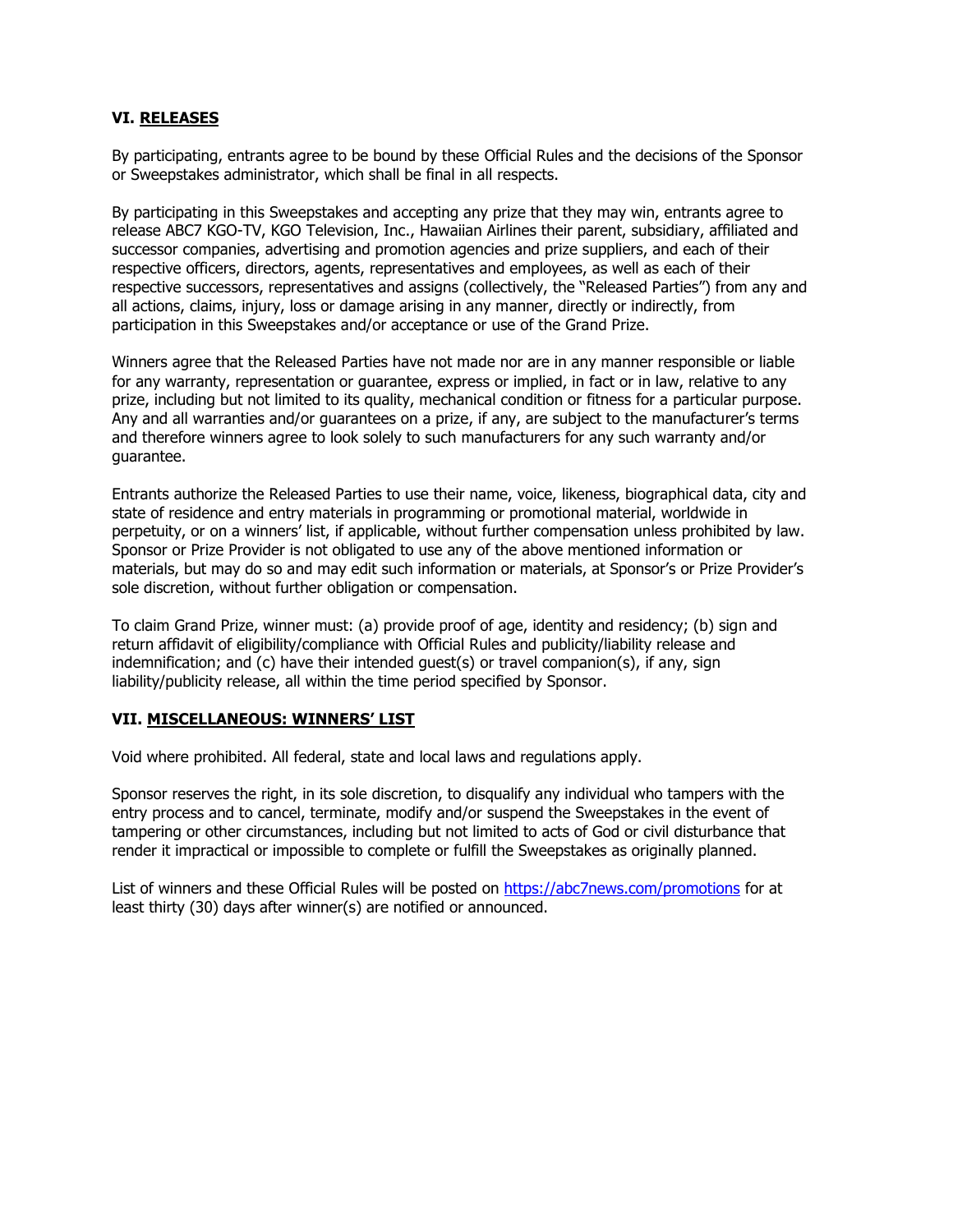## VI. <u>RELEASES</u>

By participating, entrants agree to be bound by these Official Rules and the decisions of the Sponsor or Sweepstakes administrator, which shall be final in all respects.

By participating in this Sweepstakes and accepting any prize that they may win, entrants agree to release ABC7 KGO-TV, KGO Television, Inc., Hawaiian Airlines their parent, subsidiary, affiliated and successor companies, advertising and promotion agencies and prize suppliers, and each of their respective officers, directors, agents, representatives and employees, as well as each of their respective successors, representatives and assigns (collectively, the "Released Parties") from any and all actions, claims, injury, loss or damage arising in any manner, directly or indirectly, from participation in this Sweepstakes and/or acceptance or use of the Grand Prize.

Winners agree that the Released Parties have not made nor are in any manner responsible or liable for any warranty, representation or guarantee, express or implied, in fact or in law, relative to any prize, including but not limited to its quality, mechanical condition or fitness for a particular purpose. Any and all warranties and/or guarantees on a prize, if any, are subject to the manufacturer's terms and therefore winners agree to look solely to such manufacturers for any such warranty and/or guarantee.

Entrants authorize the Released Parties to use their name, voice, likeness, biographical data, city and state of residence and entry materials in programming or promotional material, worldwide in perpetuity, or on a winners' list, if applicable, without further compensation unless prohibited by law. Sponsor or Prize Provider is not obligated to use any of the above mentioned information or materials, but may do so and may edit such information or materials, at Sponsor's or Prize Provider's sole discretion, without further obligation or compensation.

To claim Grand Prize, winner must: (a) provide proof of age, identity and residency; (b) sign and return affidavit of eligibility/compliance with Official Rules and publicity/liability release and indemnification; and (c) have their intended guest(s) or travel companion(s), if any, sign liability/publicity release, all within the time period specified by Sponsor.

## VII. <u>MISCELLANEOUS: WINNERS' LIST</u>

Void where prohibited. All federal, state and local laws and regulations apply.

Sponsor reserves the right, in its sole discretion, to disqualify any individual who tampers with the entry process and to cancel, terminate, modify and/or suspend the Sweepstakes in the event of tampering or other circumstances, including but not limited to acts of God or civil disturbance that render it impractical or impossible to complete or fulfill the Sweepstakes as originally planned.

List of winners and these Official Rules will be posted on [https://abc7news.com/promotions](https://abc7news.com/promotions) for at least thirty (30) days after winner(s) are notified or announced.